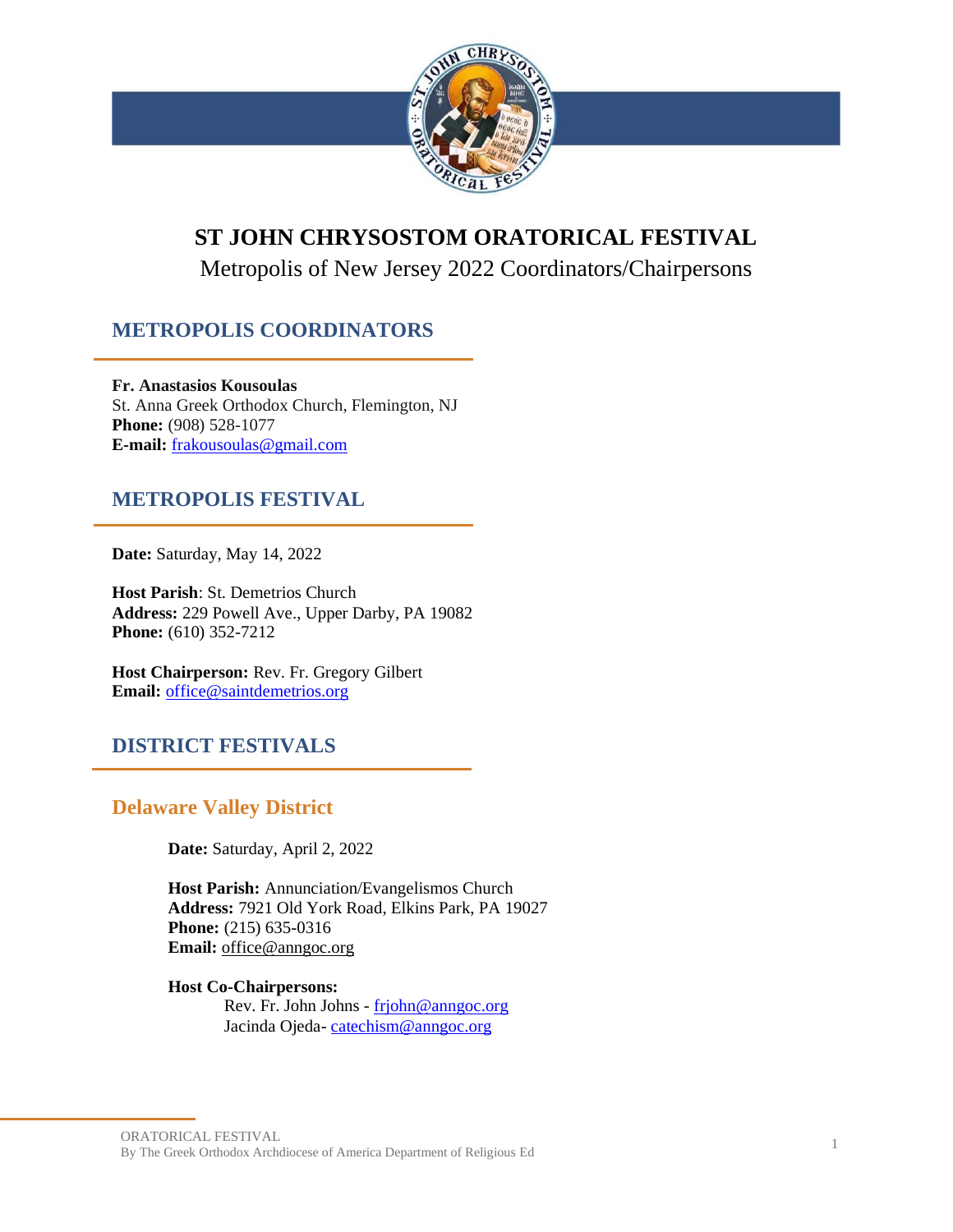# ST JOHN CHRYSOSTOM ORATORICAL FESTIVAL

Metropolis of New Jersey 2022 Coordinators/Chairpersons

## METROPOLIS COORDINATORS

**Fr. Anastasios Kousoulas**
St. Anna Greek Orthodox Church, Flemington, NJ
**Phone:** (908) 528-1077
**E-mail:** frakousoulas@gmail.com

## METROPOLIS FESTIVAL

**Date:** Saturday, May 14, 2022

**Host Parish**: St. Demetrios Church
**Address:** 229 Powell Ave., Upper Darby, PA 19082
**Phone:** (610) 352-7212

**Host Chairperson:** Rev. Fr. Gregory Gilbert
**Email:** office@saintdemetrios.org

## DISTRICT FESTIVALS

### Delaware Valley District

**Date:** Saturday, April 2, 2022

**Host Parish:** Annunciation/Evangelismos Church
**Address:** 7921 Old York Road, Elkins Park, PA 19027
**Phone:** (215) 635-0316
**Email:** office@anngoc.org

**Host Co-Chairpersons:**
Rev. Fr. John Johns - frjohn@anngoc.org
Jacinda Ojeda- catechism@anngoc.org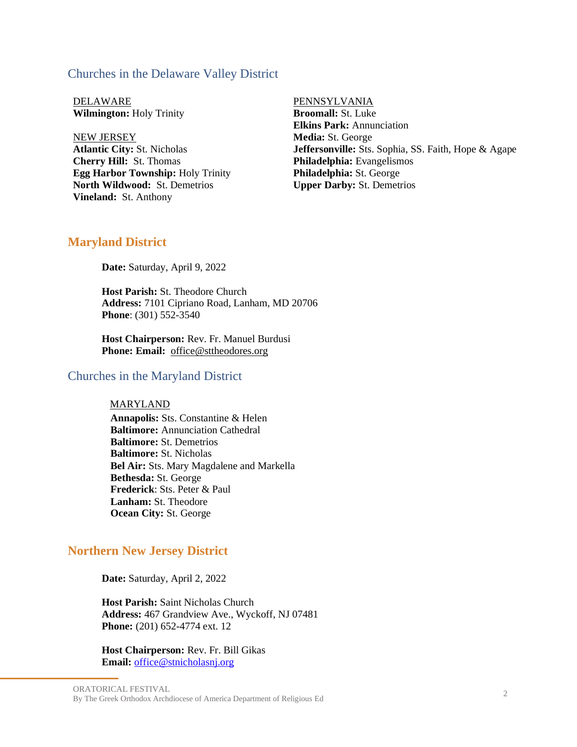### Churches in the Delaware Valley District

DELAWARE
**Wilmington:** Holy Trinity

NEW JERSEY
**Atlantic City:** St. Nicholas
**Cherry Hill:** St. Thomas
**Egg Harbor Township:** Holy Trinity
**North Wildwood:** St. Demetrios
**Vineland:** St. Anthony

PENNSYLVANIA
**Broomall:** St. Luke
**Elkins Park:** Annunciation
**Media:** St. George
**Jeffersonville:** Sts. Sophia, SS. Faith, Hope & Agape
**Philadelphia:** Evangelismos
**Philadelphia:** St. George
**Upper Darby:** St. Demetrios

## Maryland District

**Date:** Saturday, April 9, 2022

**Host Parish:** St. Theodore Church
**Address:** 7101 Cipriano Road, Lanham, MD 20706
**Phone**: (301) 552-3540

**Host Chairperson:** Rev. Fr. Manuel Burdusi
**Phone: Email:** office@sttheodores.org

### Churches in the Maryland District

MARYLAND
**Annapolis:** Sts. Constantine & Helen
**Baltimore:** Annunciation Cathedral
**Baltimore:** St. Demetrios
**Baltimore:** St. Nicholas
**Bel Air:** Sts. Mary Magdalene and Markella
**Bethesda:** St. George
**Frederick**: Sts. Peter & Paul
**Lanham:** St. Theodore
**Ocean City:** St. George

## Northern New Jersey District

**Date:** Saturday, April 2, 2022

**Host Parish:** Saint Nicholas Church
**Address:** 467 Grandview Ave., Wyckoff, NJ 07481
**Phone:** (201) 652-4774 ext. 12

**Host Chairperson:** Rev. Fr. Bill Gikas
**Email:** office@stnicholasnj.org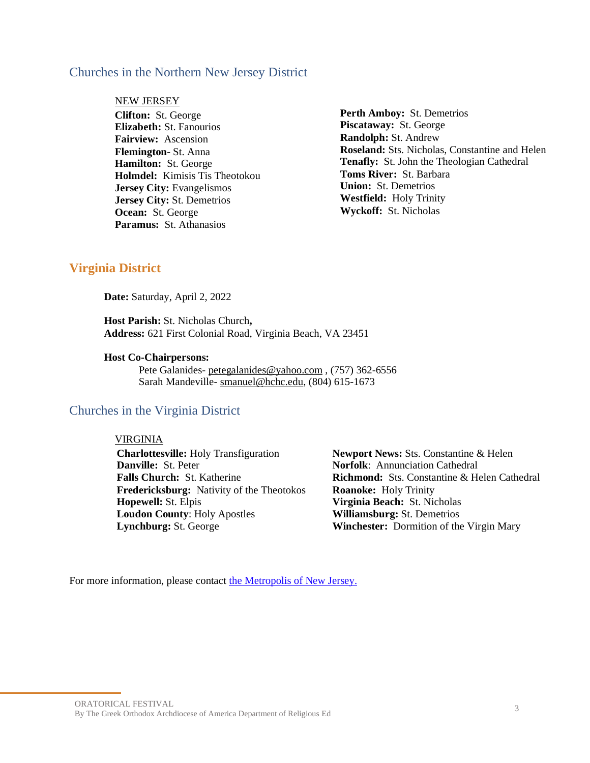## Churches in the Northern New Jersey District

NEW JERSEY

**Clifton:** St. George
**Elizabeth:** St. Fanourios
**Fairview:** Ascension
**Flemington-** St. Anna
**Hamilton:** St. George
**Holmdel:** Kimisis Tis Theotokou
**Jersey City:** Evangelismos
**Jersey City:** St. Demetrios
**Ocean:** St. George
**Paramus:** St. Athanasios
**Perth Amboy:** St. Demetrios
**Piscataway:** St. George
**Randolph:** St. Andrew
**Roseland:** Sts. Nicholas, Constantine and Helen
**Tenafly:** St. John the Theologian Cathedral
**Toms River:** St. Barbara
**Union:** St. Demetrios
**Westfield:** Holy Trinity
**Wyckoff:** St. Nicholas

## Virginia District

**Date:** Saturday, April 2, 2022

**Host Parish:** St. Nicholas Church**,**
**Address:** 621 First Colonial Road, Virginia Beach, VA 23451

**Host Co-Chairpersons:**
Pete Galanides- petegalanides@yahoo.com , (757) 362-6556
Sarah Mandeville- smanuel@hchc.edu, (804) 615-1673

## Churches in the Virginia District

VIRGINIA

**Charlottesville:** Holy Transfiguration
**Danville:** St. Peter
**Falls Church:** St. Katherine
**Fredericksburg:** Nativity of the Theotokos
**Hopewell:** St. Elpis
**Loudon County**: Holy Apostles
**Lynchburg:** St. George
**Newport News:** Sts. Constantine & Helen
**Norfolk**: Annunciation Cathedral
**Richmond:** Sts. Constantine & Helen Cathedral
**Roanoke:** Holy Trinity
**Virginia Beach:** St. Nicholas
**Williamsburg:** St. Demetrios
**Winchester:** Dormition of the Virgin Mary

For more information, please contact the Metropolis of New Jersey.